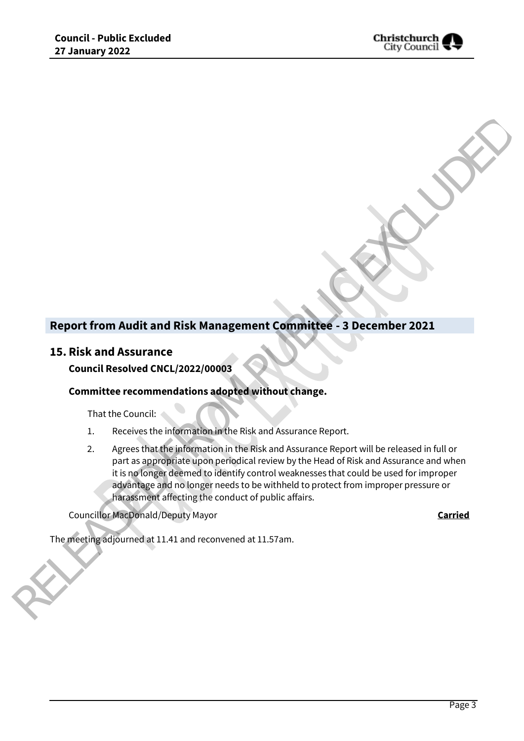## Report from Audit and Risk Management Committee - 3 December 2021

### 15. Risk and Assurance

**Council Resolved CNCL/2022/00003**

**Committee recommendations adopted without change.**

That the Council:

1. Receives the information in the Risk and Assurance Report.
2. Agrees that the information in the Risk and Assurance Report will be released in full or part as appropriate upon periodical review by the Head of Risk and Assurance and when it is no longer deemed to identify control weaknesses that could be used for improper advantage and no longer needs to be withheld to protect from improper pressure or harassment affecting the conduct of public affairs.

Councillor MacDonald/Deputy Mayor **Carried**

The meeting adjourned at 11.41 and reconvened at 11.57am.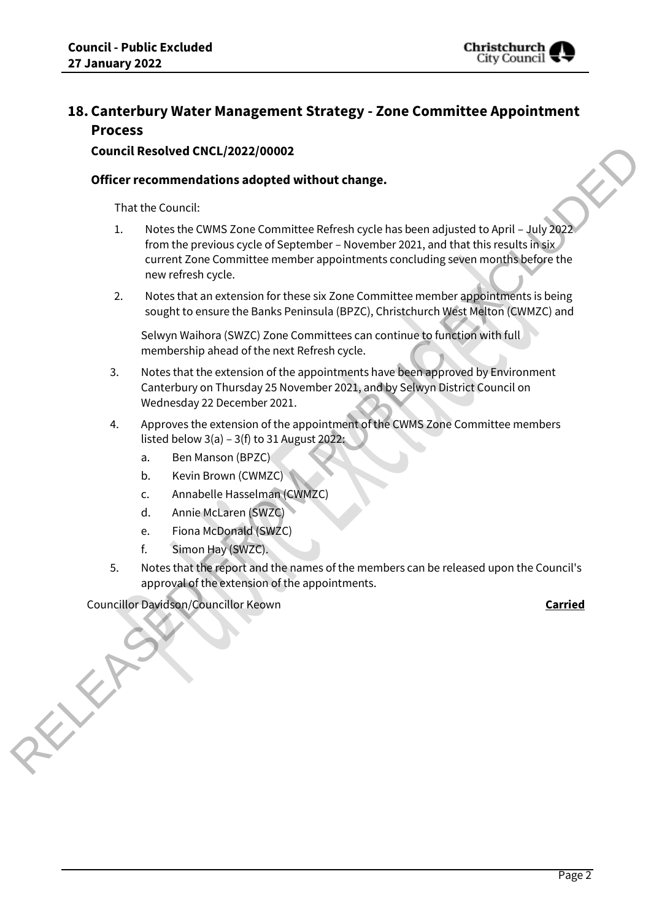## 18. Canterbury Water Management Strategy - Zone Committee Appointment Process

### Council Resolved CNCL/2022/00002

**Officer recommendations adopted without change.**

That the Council:

1. Notes the CWMS Zone Committee Refresh cycle has been adjusted to April – July 2022 from the previous cycle of September – November 2021, and that this results in six current Zone Committee member appointments concluding seven months before the new refresh cycle.
2. Notes that an extension for these six Zone Committee member appointments is being sought to ensure the Banks Peninsula (BPZC), Christchurch West Melton (CWMZC) and

   Selwyn Waihora (SWZC) Zone Committees can continue to function with full membership ahead of the next Refresh cycle.
3. Notes that the extension of the appointments have been approved by Environment Canterbury on Thursday 25 November 2021, and by Selwyn District Council on Wednesday 22 December 2021.
4. Approves the extension of the appointment of the CWMS Zone Committee members listed below 3(a) – 3(f) to 31 August 2022:
   a. Ben Manson (BPZC)
   b. Kevin Brown (CWMZC)
   c. Annabelle Hasselman (CWMZC)
   d. Annie McLaren (SWZC)
   e. Fiona McDonald (SWZC)
   f. Simon Hay (SWZC).
5. Notes that the report and the names of the members can be released upon the Council's approval of the extension of the appointments.

Councillor Davidson/Councillor Keown **Carried**